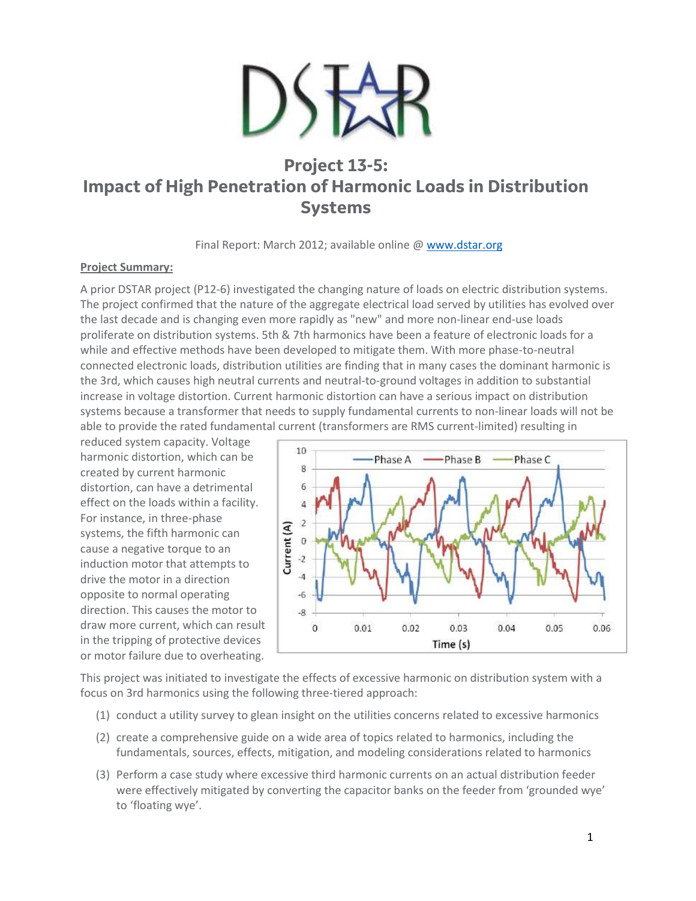# Project 13-5:
# Impact of High Penetration of Harmonic Loads in Distribution Systems

Final Report: March 2012; available online @ www.dstar.org

**Project Summary:**

A prior DSTAR project (P12-6) investigated the changing nature of loads on electric distribution systems. The project confirmed that the nature of the aggregate electrical load served by utilities has evolved over the last decade and is changing even more rapidly as "new" and more non-linear end-use loads proliferate on distribution systems. 5th & 7th harmonics have been a feature of electronic loads for a while and effective methods have been developed to mitigate them. With more phase-to-neutral connected electronic loads, distribution utilities are finding that in many cases the dominant harmonic is the 3rd, which causes high neutral currents and neutral-to-ground voltages in addition to substantial increase in voltage distortion. Current harmonic distortion can have a serious impact on distribution systems because a transformer that needs to supply fundamental currents to non-linear loads will not be able to provide the rated fundamental current (transformers are RMS current-limited) resulting in reduced system capacity. Voltage harmonic distortion, which can be created by current harmonic distortion, can have a detrimental effect on the loads within a facility. For instance, in three-phase systems, the fifth harmonic can cause a negative torque to an induction motor that attempts to drive the motor in a direction opposite to normal operating direction. This causes the motor to draw more current, which can result in the tripping of protective devices or motor failure due to overheating.

This project was initiated to investigate the effects of excessive harmonic on distribution system with a focus on 3rd harmonics using the following three-tiered approach:

(1) conduct a utility survey to glean insight on the utilities concerns related to excessive harmonics

(2) create a comprehensive guide on a wide area of topics related to harmonics, including the fundamentals, sources, effects, mitigation, and modeling considerations related to harmonics

(3) Perform a case study where excessive third harmonic currents on an actual distribution feeder were effectively mitigated by converting the capacitor banks on the feeder from 'grounded wye' to 'floating wye'.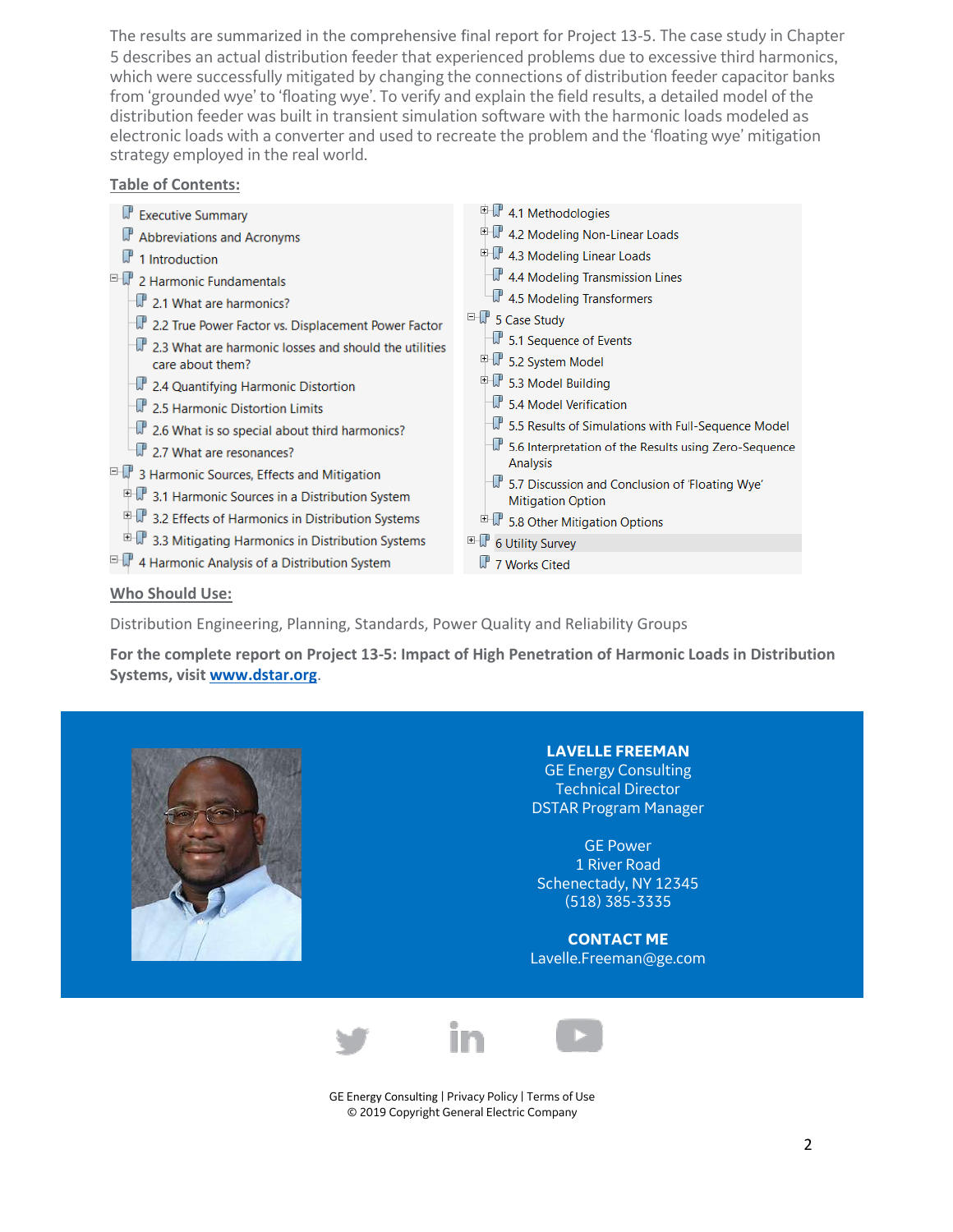The results are summarized in the comprehensive final report for Project 13-5. The case study in Chapter 5 describes an actual distribution feeder that experienced problems due to excessive third harmonics, which were successfully mitigated by changing the connections of distribution feeder capacitor banks from 'grounded wye' to 'floating wye'. To verify and explain the field results, a detailed model of the distribution feeder was built in transient simulation software with the harmonic loads modeled as electronic loads with a converter and used to recreate the problem and the 'floating wye' mitigation strategy employed in the real world.

**Table of Contents:**

- Executive Summary
- Abbreviations and Acronyms
- 1 Introduction
- 2 Harmonic Fundamentals
  - 2.1 What are harmonics?
  - 2.2 True Power Factor vs. Displacement Power Factor
  - 2.3 What are harmonic losses and should the utilities care about them?
  - 2.4 Quantifying Harmonic Distortion
  - 2.5 Harmonic Distortion Limits
  - 2.6 What is so special about third harmonics?
  - 2.7 What are resonances?
- 3 Harmonic Sources, Effects and Mitigation
  - 3.1 Harmonic Sources in a Distribution System
  - 3.2 Effects of Harmonics in Distribution Systems
  - 3.3 Mitigating Harmonics in Distribution Systems
- 4 Harmonic Analysis of a Distribution System
  - 4.1 Methodologies
  - 4.2 Modeling Non-Linear Loads
  - 4.3 Modeling Linear Loads
  - 4.4 Modeling Transmission Lines
  - 4.5 Modeling Transformers
- 5 Case Study
  - 5.1 Sequence of Events
  - 5.2 System Model
  - 5.3 Model Building
  - 5.4 Model Verification
  - 5.5 Results of Simulations with Full-Sequence Model
  - 5.6 Interpretation of the Results using Zero-Sequence Analysis
  - 5.7 Discussion and Conclusion of 'Floating Wye' Mitigation Option
  - 5.8 Other Mitigation Options
- 6 Utility Survey
- 7 Works Cited

**Who Should Use:**

Distribution Engineering, Planning, Standards, Power Quality and Reliability Groups

**For the complete report on Project 13-5: Impact of High Penetration of Harmonic Loads in Distribution Systems, visit [www.dstar.org](http://www.dstar.org).**

**LAVELLE FREEMAN**
GE Energy Consulting
Technical Director
DSTAR Program Manager

GE Power
1 River Road
Schenectady, NY 12345
(518) 385-3335

**CONTACT ME**
Lavelle.Freeman@ge.com

GE Energy Consulting | Privacy Policy | Terms of Use
© 2019 Copyright General Electric Company